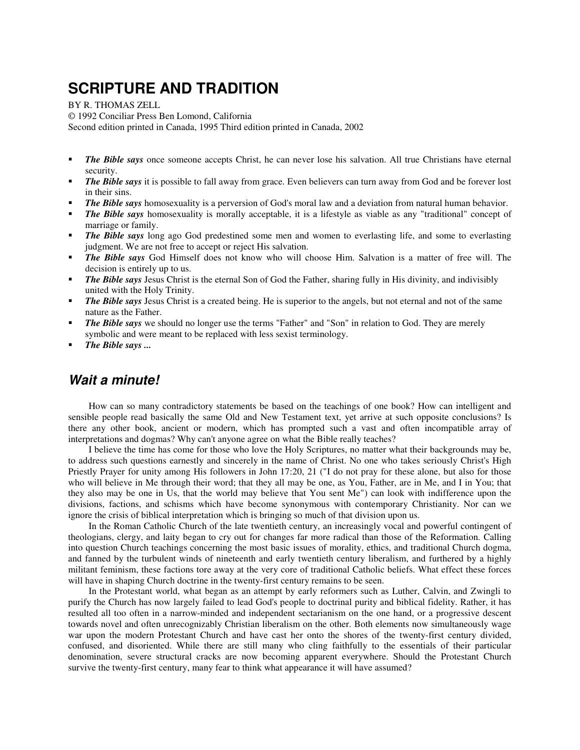# SCRIPTURE AND TRADITION

BY R. THOMAS ZELL
© 1992 Conciliar Press Ben Lomond, California
Second edition printed in Canada, 1995 Third edition printed in Canada, 2002

- ***The Bible says*** once someone accepts Christ, he can never lose his salvation. All true Christians have eternal security.
- ***The Bible says*** it is possible to fall away from grace. Even believers can turn away from God and be forever lost in their sins.
- ***The Bible says*** homosexuality is a perversion of God's moral law and a deviation from natural human behavior.
- ***The Bible says*** homosexuality is morally acceptable, it is a lifestyle as viable as any "traditional" concept of marriage or family.
- ***The Bible says*** long ago God predestined some men and women to everlasting life, and some to everlasting judgment. We are not free to accept or reject His salvation.
- ***The Bible says*** God Himself does not know who will choose Him. Salvation is a matter of free will. The decision is entirely up to us.
- ***The Bible says*** Jesus Christ is the eternal Son of God the Father, sharing fully in His divinity, and indivisibly united with the Holy Trinity.
- ***The Bible says*** Jesus Christ is a created being. He is superior to the angels, but not eternal and not of the same nature as the Father.
- ***The Bible says*** we should no longer use the terms "Father" and "Son" in relation to God. They are merely symbolic and were meant to be replaced with less sexist terminology.
- ***The Bible says ...***

## *Wait a minute!*

How can so many contradictory statements be based on the teachings of one book? How can intelligent and sensible people read basically the same Old and New Testament text, yet arrive at such opposite conclusions? Is there any other book, ancient or modern, which has prompted such a vast and often incompatible array of interpretations and dogmas? Why can't anyone agree on what the Bible really teaches?

I believe the time has come for those who love the Holy Scriptures, no matter what their backgrounds may be, to address such questions earnestly and sincerely in the name of Christ. No one who takes seriously Christ's High Priestly Prayer for unity among His followers in John 17:20, 21 ("I do not pray for these alone, but also for those who will believe in Me through their word; that they all may be one, as You, Father, are in Me, and I in You; that they also may be one in Us, that the world may believe that You sent Me") can look with indifference upon the divisions, factions, and schisms which have become synonymous with contemporary Christianity. Nor can we ignore the crisis of biblical interpretation which is bringing so much of that division upon us.

In the Roman Catholic Church of the late twentieth century, an increasingly vocal and powerful contingent of theologians, clergy, and laity began to cry out for changes far more radical than those of the Reformation. Calling into question Church teachings concerning the most basic issues of morality, ethics, and traditional Church dogma, and fanned by the turbulent winds of nineteenth and early twentieth century liberalism, and furthered by a highly militant feminism, these factions tore away at the very core of traditional Catholic beliefs. What effect these forces will have in shaping Church doctrine in the twenty-first century remains to be seen.

In the Protestant world, what began as an attempt by early reformers such as Luther, Calvin, and Zwingli to purify the Church has now largely failed to lead God's people to doctrinal purity and biblical fidelity. Rather, it has resulted all too often in a narrow-minded and independent sectarianism on the one hand, or a progressive descent towards novel and often unrecognizably Christian liberalism on the other. Both elements now simultaneously wage war upon the modern Protestant Church and have cast her onto the shores of the twenty-first century divided, confused, and disoriented. While there are still many who cling faithfully to the essentials of their particular denomination, severe structural cracks are now becoming apparent everywhere. Should the Protestant Church survive the twenty-first century, many fear to think what appearance it will have assumed?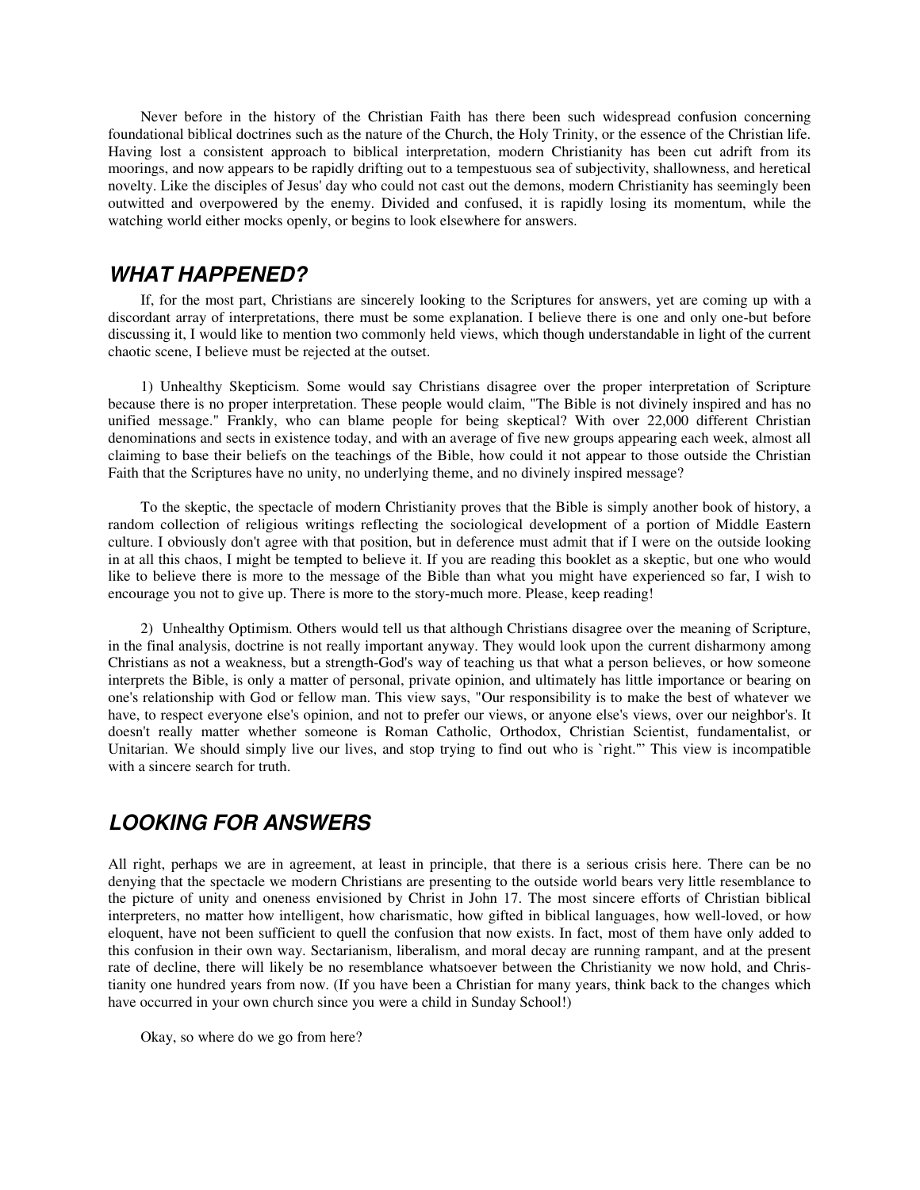Never before in the history of the Christian Faith has there been such widespread confusion concerning foundational biblical doctrines such as the nature of the Church, the Holy Trinity, or the essence of the Christian life. Having lost a consistent approach to biblical interpretation, modern Christianity has been cut adrift from its moorings, and now appears to be rapidly drifting out to a tempestuous sea of subjectivity, shallowness, and heretical novelty. Like the disciples of Jesus' day who could not cast out the demons, modern Christianity has seemingly been outwitted and overpowered by the enemy. Divided and confused, it is rapidly losing its momentum, while the watching world either mocks openly, or begins to look elsewhere for answers.

## *WHAT HAPPENED?*

If, for the most part, Christians are sincerely looking to the Scriptures for answers, yet are coming up with a discordant array of interpretations, there must be some explanation. I believe there is one and only one-but before discussing it, I would like to mention two commonly held views, which though understandable in light of the current chaotic scene, I believe must be rejected at the outset.

1) Unhealthy Skepticism. Some would say Christians disagree over the proper interpretation of Scripture because there is no proper interpretation. These people would claim, "The Bible is not divinely inspired and has no unified message." Frankly, who can blame people for being skeptical? With over 22,000 different Christian denominations and sects in existence today, and with an average of five new groups appearing each week, almost all claiming to base their beliefs on the teachings of the Bible, how could it not appear to those outside the Christian Faith that the Scriptures have no unity, no underlying theme, and no divinely inspired message?

To the skeptic, the spectacle of modern Christianity proves that the Bible is simply another book of history, a random collection of religious writings reflecting the sociological development of a portion of Middle Eastern culture. I obviously don't agree with that position, but in deference must admit that if I were on the outside looking in at all this chaos, I might be tempted to believe it. If you are reading this booklet as a skeptic, but one who would like to believe there is more to the message of the Bible than what you might have experienced so far, I wish to encourage you not to give up. There is more to the story-much more. Please, keep reading!

2) Unhealthy Optimism. Others would tell us that although Christians disagree over the meaning of Scripture, in the final analysis, doctrine is not really important anyway. They would look upon the current disharmony among Christians as not a weakness, but a strength-God's way of teaching us that what a person believes, or how someone interprets the Bible, is only a matter of personal, private opinion, and ultimately has little importance or bearing on one's relationship with God or fellow man. This view says, "Our responsibility is to make the best of whatever we have, to respect everyone else's opinion, and not to prefer our views, or anyone else's views, over our neighbor's. It doesn't really matter whether someone is Roman Catholic, Orthodox, Christian Scientist, fundamentalist, or Unitarian. We should simply live our lives, and stop trying to find out who is `right.'" This view is incompatible with a sincere search for truth.

## *LOOKING FOR ANSWERS*

All right, perhaps we are in agreement, at least in principle, that there is a serious crisis here. There can be no denying that the spectacle we modern Christians are presenting to the outside world bears very little resemblance to the picture of unity and oneness envisioned by Christ in John 17. The most sincere efforts of Christian biblical interpreters, no matter how intelligent, how charismatic, how gifted in biblical languages, how well-loved, or how eloquent, have not been sufficient to quell the confusion that now exists. In fact, most of them have only added to this confusion in their own way. Sectarianism, liberalism, and moral decay are running rampant, and at the present rate of decline, there will likely be no resemblance whatsoever between the Christianity we now hold, and Christianity one hundred years from now. (If you have been a Christian for many years, think back to the changes which have occurred in your own church since you were a child in Sunday School!)

Okay, so where do we go from here?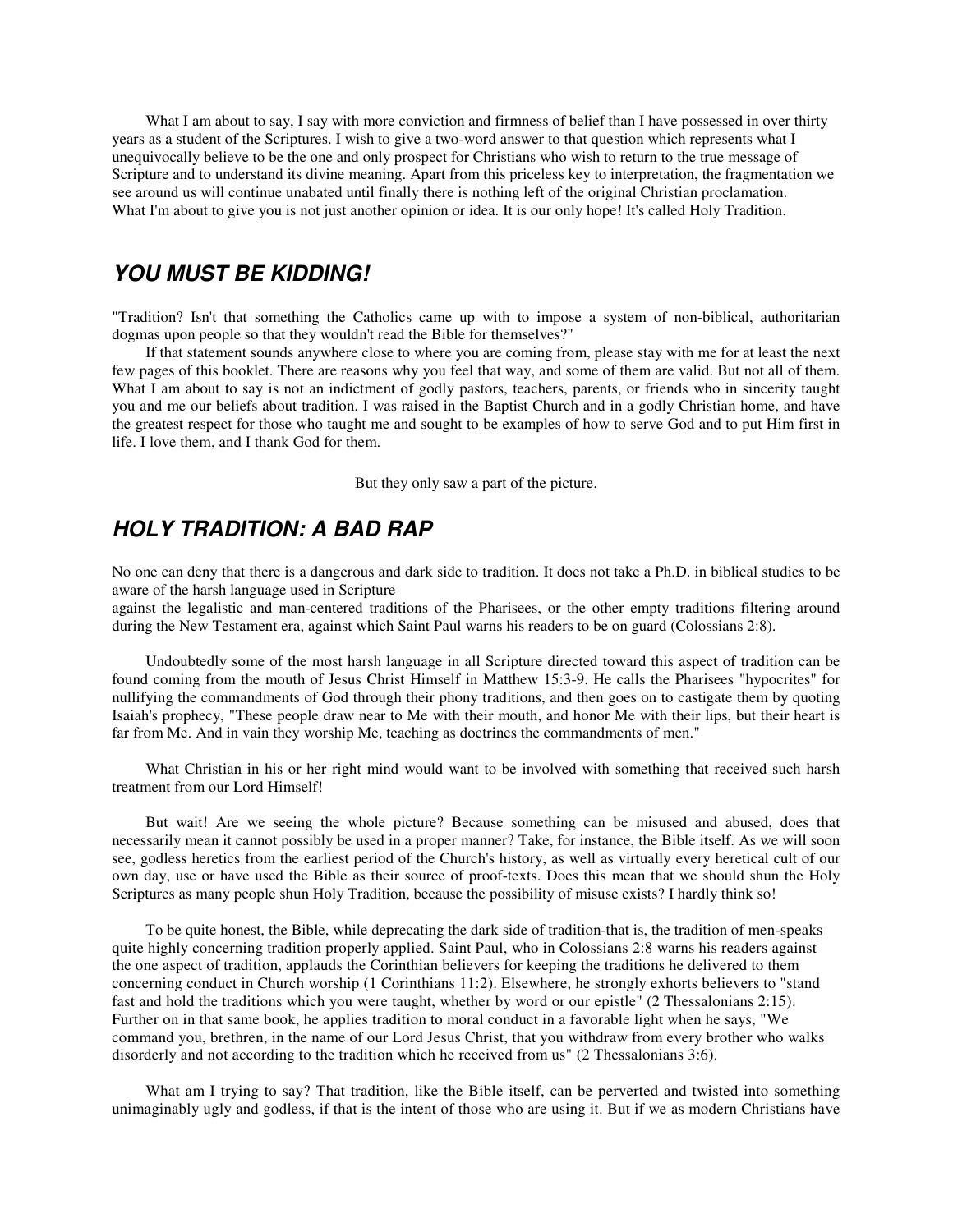What I am about to say, I say with more conviction and firmness of belief than I have possessed in over thirty years as a student of the Scriptures. I wish to give a two-word answer to that question which represents what I unequivocally believe to be the one and only prospect for Christians who wish to return to the true message of Scripture and to understand its divine meaning. Apart from this priceless key to interpretation, the fragmentation we see around us will continue unabated until finally there is nothing left of the original Christian proclamation. What I'm about to give you is not just another opinion or idea. It is our only hope! It's called Holy Tradition.

## *YOU MUST BE KIDDING!*

"Tradition? Isn't that something the Catholics came up with to impose a system of non-biblical, authoritarian dogmas upon people so that they wouldn't read the Bible for themselves?"

If that statement sounds anywhere close to where you are coming from, please stay with me for at least the next few pages of this booklet. There are reasons why you feel that way, and some of them are valid. But not all of them. What I am about to say is not an indictment of godly pastors, teachers, parents, or friends who in sincerity taught you and me our beliefs about tradition. I was raised in the Baptist Church and in a godly Christian home, and have the greatest respect for those who taught me and sought to be examples of how to serve God and to put Him first in life. I love them, and I thank God for them.

But they only saw a part of the picture.

## *HOLY TRADITION: A BAD RAP*

No one can deny that there is a dangerous and dark side to tradition. It does not take a Ph.D. in biblical studies to be aware of the harsh language used in Scripture against the legalistic and man-centered traditions of the Pharisees, or the other empty traditions filtering around during the New Testament era, against which Saint Paul warns his readers to be on guard (Colossians 2:8).

Undoubtedly some of the most harsh language in all Scripture directed toward this aspect of tradition can be found coming from the mouth of Jesus Christ Himself in Matthew 15:3-9. He calls the Pharisees "hypocrites" for nullifying the commandments of God through their phony traditions, and then goes on to castigate them by quoting Isaiah's prophecy, "These people draw near to Me with their mouth, and honor Me with their lips, but their heart is far from Me. And in vain they worship Me, teaching as doctrines the commandments of men."

What Christian in his or her right mind would want to be involved with something that received such harsh treatment from our Lord Himself!

But wait! Are we seeing the whole picture? Because something can be misused and abused, does that necessarily mean it cannot possibly be used in a proper manner? Take, for instance, the Bible itself. As we will soon see, godless heretics from the earliest period of the Church's history, as well as virtually every heretical cult of our own day, use or have used the Bible as their source of proof-texts. Does this mean that we should shun the Holy Scriptures as many people shun Holy Tradition, because the possibility of misuse exists? I hardly think so!

To be quite honest, the Bible, while deprecating the dark side of tradition-that is, the tradition of men-speaks quite highly concerning tradition properly applied. Saint Paul, who in Colossians 2:8 warns his readers against the one aspect of tradition, applauds the Corinthian believers for keeping the traditions he delivered to them concerning conduct in Church worship (1 Corinthians 11:2). Elsewhere, he strongly exhorts believers to "stand fast and hold the traditions which you were taught, whether by word or our epistle" (2 Thessalonians 2:15). Further on in that same book, he applies tradition to moral conduct in a favorable light when he says, "We command you, brethren, in the name of our Lord Jesus Christ, that you withdraw from every brother who walks disorderly and not according to the tradition which he received from us" (2 Thessalonians 3:6).

What am I trying to say? That tradition, like the Bible itself, can be perverted and twisted into something unimaginably ugly and godless, if that is the intent of those who are using it. But if we as modern Christians have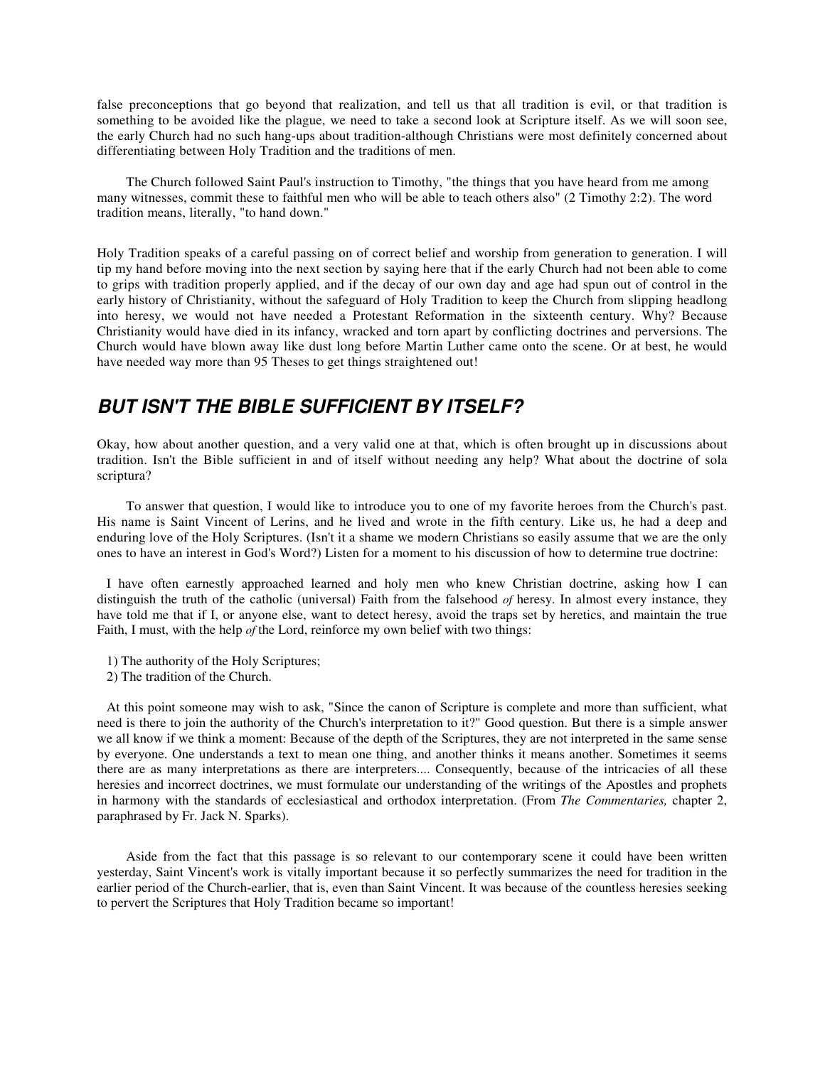false preconceptions that go beyond that realization, and tell us that all tradition is evil, or that tradition is something to be avoided like the plague, we need to take a second look at Scripture itself. As we will soon see, the early Church had no such hang-ups about tradition-although Christians were most definitely concerned about differentiating between Holy Tradition and the traditions of men.

The Church followed Saint Paul's instruction to Timothy, "the things that you have heard from me among many witnesses, commit these to faithful men who will be able to teach others also" (2 Timothy 2:2). The word tradition means, literally, "to hand down."

Holy Tradition speaks of a careful passing on of correct belief and worship from generation to generation. I will tip my hand before moving into the next section by saying here that if the early Church had not been able to come to grips with tradition properly applied, and if the decay of our own day and age had spun out of control in the early history of Christianity, without the safeguard of Holy Tradition to keep the Church from slipping headlong into heresy, we would not have needed a Protestant Reformation in the sixteenth century. Why? Because Christianity would have died in its infancy, wracked and torn apart by conflicting doctrines and perversions. The Church would have blown away like dust long before Martin Luther came onto the scene. Or at best, he would have needed way more than 95 Theses to get things straightened out!

## *BUT ISN'T THE BIBLE SUFFICIENT BY ITSELF?*

Okay, how about another question, and a very valid one at that, which is often brought up in discussions about tradition. Isn't the Bible sufficient in and of itself without needing any help? What about the doctrine of sola scriptura?

To answer that question, I would like to introduce you to one of my favorite heroes from the Church's past. His name is Saint Vincent of Lerins, and he lived and wrote in the fifth century. Like us, he had a deep and enduring love of the Holy Scriptures. (Isn't it a shame we modern Christians so easily assume that we are the only ones to have an interest in God's Word?) Listen for a moment to his discussion of how to determine true doctrine:

> I have often earnestly approached learned and holy men who knew Christian doctrine, asking how I can distinguish the truth of the catholic (universal) Faith from the falsehood *of* heresy. In almost every instance, they have told me that if I, or anyone else, want to detect heresy, avoid the traps set by heretics, and maintain the true Faith, I must, with the help *of* the Lord, reinforce my own belief with two things:
>
> 1) The authority of the Holy Scriptures;
> 2) The tradition of the Church.
>
> At this point someone may wish to ask, "Since the canon of Scripture is complete and more than sufficient, what need is there to join the authority of the Church's interpretation to it?" Good question. But there is a simple answer we all know if we think a moment: Because of the depth of the Scriptures, they are not interpreted in the same sense by everyone. One understands a text to mean one thing, and another thinks it means another. Sometimes it seems there are as many interpretations as there are interpreters.... Consequently, because of the intricacies of all these heresies and incorrect doctrines, we must formulate our understanding of the writings of the Apostles and prophets in harmony with the standards of ecclesiastical and orthodox interpretation. (From *The Commentaries,* chapter 2, paraphrased by Fr. Jack N. Sparks).

Aside from the fact that this passage is so relevant to our contemporary scene it could have been written yesterday, Saint Vincent's work is vitally important because it so perfectly summarizes the need for tradition in the earlier period of the Church-earlier, that is, even than Saint Vincent. It was because of the countless heresies seeking to pervert the Scriptures that Holy Tradition became so important!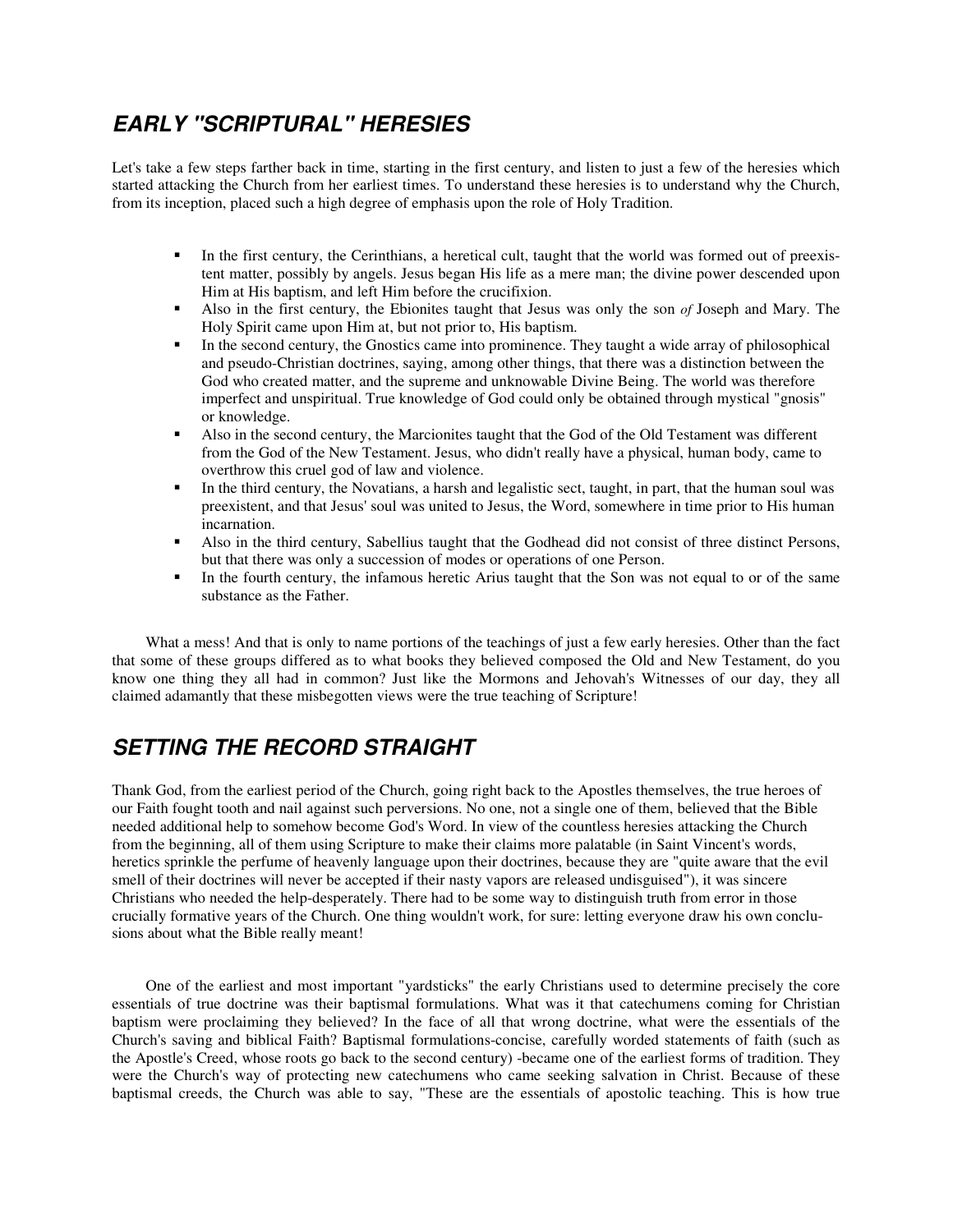## *EARLY "SCRIPTURAL" HERESIES*

Let's take a few steps farther back in time, starting in the first century, and listen to just a few of the heresies which started attacking the Church from her earliest times. To understand these heresies is to understand why the Church, from its inception, placed such a high degree of emphasis upon the role of Holy Tradition.

- In the first century, the Cerinthians, a heretical cult, taught that the world was formed out of preexistent matter, possibly by angels. Jesus began His life as a mere man; the divine power descended upon Him at His baptism, and left Him before the crucifixion.
- Also in the first century, the Ebionites taught that Jesus was only the son *of* Joseph and Mary. The Holy Spirit came upon Him at, but not prior to, His baptism.
- In the second century, the Gnostics came into prominence. They taught a wide array of philosophical and pseudo-Christian doctrines, saying, among other things, that there was a distinction between the God who created matter, and the supreme and unknowable Divine Being. The world was therefore imperfect and unspiritual. True knowledge of God could only be obtained through mystical "gnosis" or knowledge.
- Also in the second century, the Marcionites taught that the God of the Old Testament was different from the God of the New Testament. Jesus, who didn't really have a physical, human body, came to overthrow this cruel god of law and violence.
- In the third century, the Novatians, a harsh and legalistic sect, taught, in part, that the human soul was preexistent, and that Jesus' soul was united to Jesus, the Word, somewhere in time prior to His human incarnation.
- Also in the third century, Sabellius taught that the Godhead did not consist of three distinct Persons, but that there was only a succession of modes or operations of one Person.
- In the fourth century, the infamous heretic Arius taught that the Son was not equal to or of the same substance as the Father.

What a mess! And that is only to name portions of the teachings of just a few early heresies. Other than the fact that some of these groups differed as to what books they believed composed the Old and New Testament, do you know one thing they all had in common? Just like the Mormons and Jehovah's Witnesses of our day, they all claimed adamantly that these misbegotten views were the true teaching of Scripture!

## *SETTING THE RECORD STRAIGHT*

Thank God, from the earliest period of the Church, going right back to the Apostles themselves, the true heroes of our Faith fought tooth and nail against such perversions. No one, not a single one of them, believed that the Bible needed additional help to somehow become God's Word. In view of the countless heresies attacking the Church from the beginning, all of them using Scripture to make their claims more palatable (in Saint Vincent's words, heretics sprinkle the perfume of heavenly language upon their doctrines, because they are "quite aware that the evil smell of their doctrines will never be accepted if their nasty vapors are released undisguised"), it was sincere Christians who needed the help-desperately. There had to be some way to distinguish truth from error in those crucially formative years of the Church. One thing wouldn't work, for sure: letting everyone draw his own conclusions about what the Bible really meant!

One of the earliest and most important "yardsticks" the early Christians used to determine precisely the core essentials of true doctrine was their baptismal formulations. What was it that catechumens coming for Christian baptism were proclaiming they believed? In the face of all that wrong doctrine, what were the essentials of the Church's saving and biblical Faith? Baptismal formulations-concise, carefully worded statements of faith (such as the Apostle's Creed, whose roots go back to the second century) -became one of the earliest forms of tradition. They were the Church's way of protecting new catechumens who came seeking salvation in Christ. Because of these baptismal creeds, the Church was able to say, "These are the essentials of apostolic teaching. This is how true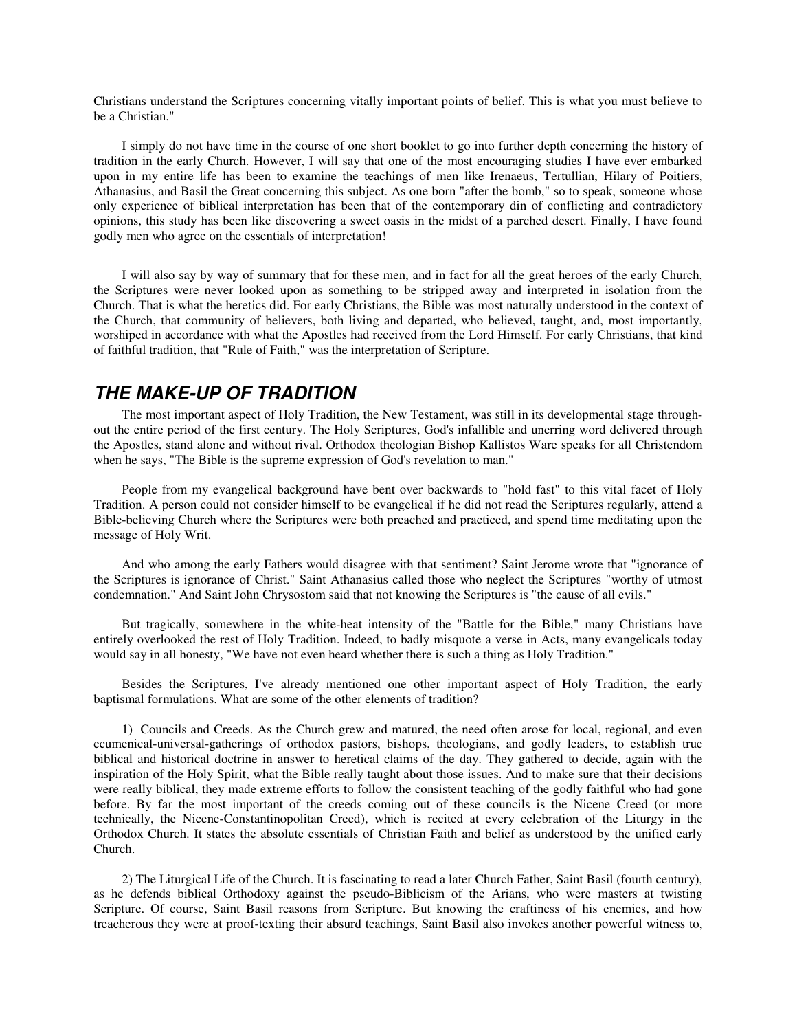Christians understand the Scriptures concerning vitally important points of belief. This is what you must believe to be a Christian."

I simply do not have time in the course of one short booklet to go into further depth concerning the history of tradition in the early Church. However, I will say that one of the most encouraging studies I have ever embarked upon in my entire life has been to examine the teachings of men like Irenaeus, Tertullian, Hilary of Poitiers, Athanasius, and Basil the Great concerning this subject. As one born "after the bomb," so to speak, someone whose only experience of biblical interpretation has been that of the contemporary din of conflicting and contradictory opinions, this study has been like discovering a sweet oasis in the midst of a parched desert. Finally, I have found godly men who agree on the essentials of interpretation!

I will also say by way of summary that for these men, and in fact for all the great heroes of the early Church, the Scriptures were never looked upon as something to be stripped away and interpreted in isolation from the Church. That is what the heretics did. For early Christians, the Bible was most naturally understood in the context of the Church, that community of believers, both living and departed, who believed, taught, and, most importantly, worshiped in accordance with what the Apostles had received from the Lord Himself. For early Christians, that kind of faithful tradition, that "Rule of Faith," was the interpretation of Scripture.

## *THE MAKE-UP OF TRADITION*

The most important aspect of Holy Tradition, the New Testament, was still in its developmental stage throughout the entire period of the first century. The Holy Scriptures, God's infallible and unerring word delivered through the Apostles, stand alone and without rival. Orthodox theologian Bishop Kallistos Ware speaks for all Christendom when he says, "The Bible is the supreme expression of God's revelation to man."

People from my evangelical background have bent over backwards to "hold fast" to this vital facet of Holy Tradition. A person could not consider himself to be evangelical if he did not read the Scriptures regularly, attend a Bible-believing Church where the Scriptures were both preached and practiced, and spend time meditating upon the message of Holy Writ.

And who among the early Fathers would disagree with that sentiment? Saint Jerome wrote that "ignorance of the Scriptures is ignorance of Christ." Saint Athanasius called those who neglect the Scriptures "worthy of utmost condemnation." And Saint John Chrysostom said that not knowing the Scriptures is "the cause of all evils."

But tragically, somewhere in the white-heat intensity of the "Battle for the Bible," many Christians have entirely overlooked the rest of Holy Tradition. Indeed, to badly misquote a verse in Acts, many evangelicals today would say in all honesty, "We have not even heard whether there is such a thing as Holy Tradition."

Besides the Scriptures, I've already mentioned one other important aspect of Holy Tradition, the early baptismal formulations. What are some of the other elements of tradition?

1) Councils and Creeds. As the Church grew and matured, the need often arose for local, regional, and even ecumenical-universal-gatherings of orthodox pastors, bishops, theologians, and godly leaders, to establish true biblical and historical doctrine in answer to heretical claims of the day. They gathered to decide, again with the inspiration of the Holy Spirit, what the Bible really taught about those issues. And to make sure that their decisions were really biblical, they made extreme efforts to follow the consistent teaching of the godly faithful who had gone before. By far the most important of the creeds coming out of these councils is the Nicene Creed (or more technically, the Nicene-Constantinopolitan Creed), which is recited at every celebration of the Liturgy in the Orthodox Church. It states the absolute essentials of Christian Faith and belief as understood by the unified early Church.

2) The Liturgical Life of the Church. It is fascinating to read a later Church Father, Saint Basil (fourth century), as he defends biblical Orthodoxy against the pseudo-Biblicism of the Arians, who were masters at twisting Scripture. Of course, Saint Basil reasons from Scripture. But knowing the craftiness of his enemies, and how treacherous they were at proof-texting their absurd teachings, Saint Basil also invokes another powerful witness to,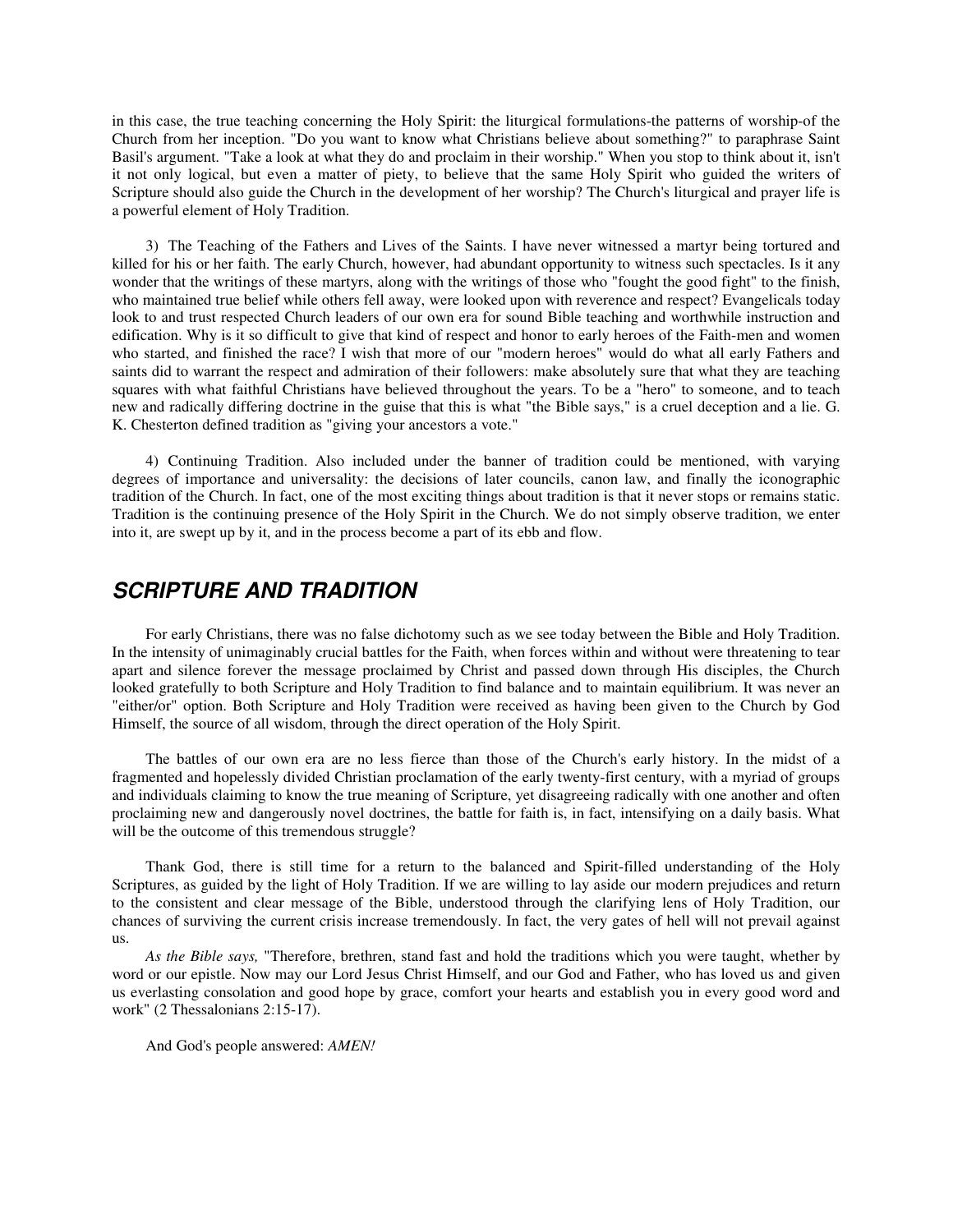in this case, the true teaching concerning the Holy Spirit: the liturgical formulations-the patterns of worship-of the Church from her inception. "Do you want to know what Christians believe about something?" to paraphrase Saint Basil's argument. "Take a look at what they do and proclaim in their worship." When you stop to think about it, isn't it not only logical, but even a matter of piety, to believe that the same Holy Spirit who guided the writers of Scripture should also guide the Church in the development of her worship? The Church's liturgical and prayer life is a powerful element of Holy Tradition.

3) The Teaching of the Fathers and Lives of the Saints. I have never witnessed a martyr being tortured and killed for his or her faith. The early Church, however, had abundant opportunity to witness such spectacles. Is it any wonder that the writings of these martyrs, along with the writings of those who "fought the good fight" to the finish, who maintained true belief while others fell away, were looked upon with reverence and respect? Evangelicals today look to and trust respected Church leaders of our own era for sound Bible teaching and worthwhile instruction and edification. Why is it so difficult to give that kind of respect and honor to early heroes of the Faith-men and women who started, and finished the race? I wish that more of our "modern heroes" would do what all early Fathers and saints did to warrant the respect and admiration of their followers: make absolutely sure that what they are teaching squares with what faithful Christians have believed throughout the years. To be a "hero" to someone, and to teach new and radically differing doctrine in the guise that this is what "the Bible says," is a cruel deception and a lie. G. K. Chesterton defined tradition as "giving your ancestors a vote."

4) Continuing Tradition. Also included under the banner of tradition could be mentioned, with varying degrees of importance and universality: the decisions of later councils, canon law, and finally the iconographic tradition of the Church. In fact, one of the most exciting things about tradition is that it never stops or remains static. Tradition is the continuing presence of the Holy Spirit in the Church. We do not simply observe tradition, we enter into it, are swept up by it, and in the process become a part of its ebb and flow.

## *SCRIPTURE AND TRADITION*

For early Christians, there was no false dichotomy such as we see today between the Bible and Holy Tradition. In the intensity of unimaginably crucial battles for the Faith, when forces within and without were threatening to tear apart and silence forever the message proclaimed by Christ and passed down through His disciples, the Church looked gratefully to both Scripture and Holy Tradition to find balance and to maintain equilibrium. It was never an "either/or" option. Both Scripture and Holy Tradition were received as having been given to the Church by God Himself, the source of all wisdom, through the direct operation of the Holy Spirit.

The battles of our own era are no less fierce than those of the Church's early history. In the midst of a fragmented and hopelessly divided Christian proclamation of the early twenty-first century, with a myriad of groups and individuals claiming to know the true meaning of Scripture, yet disagreeing radically with one another and often proclaiming new and dangerously novel doctrines, the battle for faith is, in fact, intensifying on a daily basis. What will be the outcome of this tremendous struggle?

Thank God, there is still time for a return to the balanced and Spirit-filled understanding of the Holy Scriptures, as guided by the light of Holy Tradition. If we are willing to lay aside our modern prejudices and return to the consistent and clear message of the Bible, understood through the clarifying lens of Holy Tradition, our chances of surviving the current crisis increase tremendously. In fact, the very gates of hell will not prevail against us.

*As the Bible says,* "Therefore, brethren, stand fast and hold the traditions which you were taught, whether by word or our epistle. Now may our Lord Jesus Christ Himself, and our God and Father, who has loved us and given us everlasting consolation and good hope by grace, comfort your hearts and establish you in every good word and work" (2 Thessalonians 2:15-17).

And God's people answered: *AMEN!*